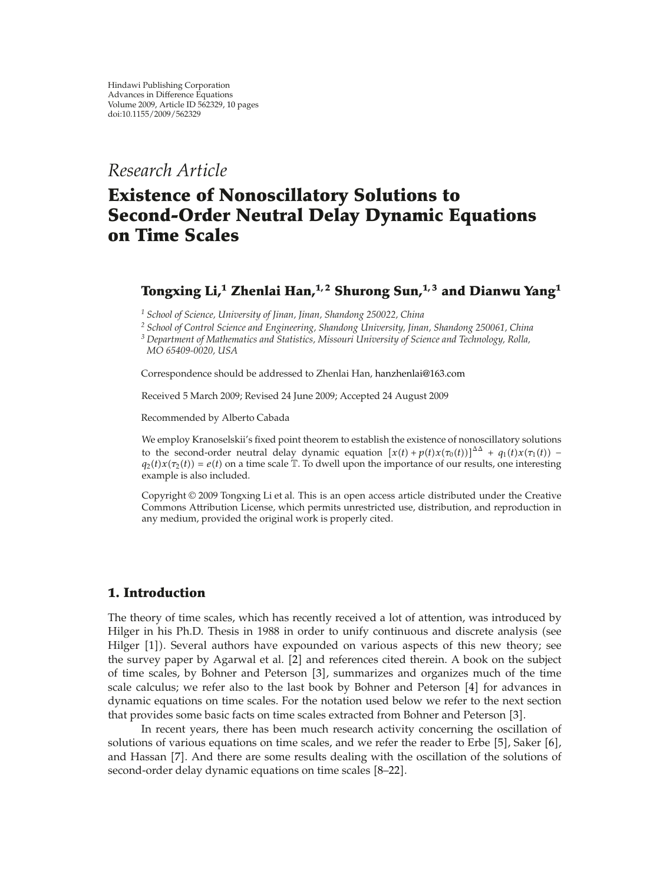Research Article

# Existence of Nonoscillatory Solutions to Second-Order Neutral Delay Dynamic Equations on Time Scales

**Tongxing Li,[1] Zhenlai Han,[1,2] Shurong Sun,[1,3] and Dianwu Yang[1]**

[1] School of Science, University of Jinan, Jinan, Shandong 250022, China
[2] School of Control Science and Engineering, Shandong University, Jinan, Shandong 250061, China
[3] Department of Mathematics and Statistics, Missouri University of Science and Technology, Rolla, MO 65409-0020, USA

Correspondence should be addressed to Zhenlai Han, hanzhenlai@163.com

Received 5 March 2009; Revised 24 June 2009; Accepted 24 August 2009

Recommended by Alberto Cabada

We employ Kranoselskii's fixed point theorem to establish the existence of nonoscillatory solutions to the second-order neutral delay dynamic equation $[x(t) + p(t)x(\tau_0(t))]^{\Delta\Delta} + q_1(t)x(\tau_1(t)) - q_2(t)x(\tau_2(t)) = e(t)$ on a time scale $\mathbb{T}$. To dwell upon the importance of our results, one interesting example is also included.

Copyright © 2009 Tongxing Li et al. This is an open access article distributed under the Creative Commons Attribution License, which permits unrestricted use, distribution, and reproduction in any medium, provided the original work is properly cited.

## 1. Introduction

The theory of time scales, which has recently received a lot of attention, was introduced by Hilger in his Ph.D. Thesis in 1988 in order to unify continuous and discrete analysis (see Hilger [1]). Several authors have expounded on various aspects of this new theory; see the survey paper by Agarwal et al. [2] and references cited therein. A book on the subject of time scales, by Bohner and Peterson [3], summarizes and organizes much of the time scale calculus; we refer also to the last book by Bohner and Peterson [4] for advances in dynamic equations on time scales. For the notation used below we refer to the next section that provides some basic facts on time scales extracted from Bohner and Peterson [3].

In recent years, there has been much research activity concerning the oscillation of solutions of various equations on time scales, and we refer the reader to Erbe [5], Saker [6], and Hassan [7]. And there are some results dealing with the oscillation of the solutions of second-order delay dynamic equations on time scales [8–22].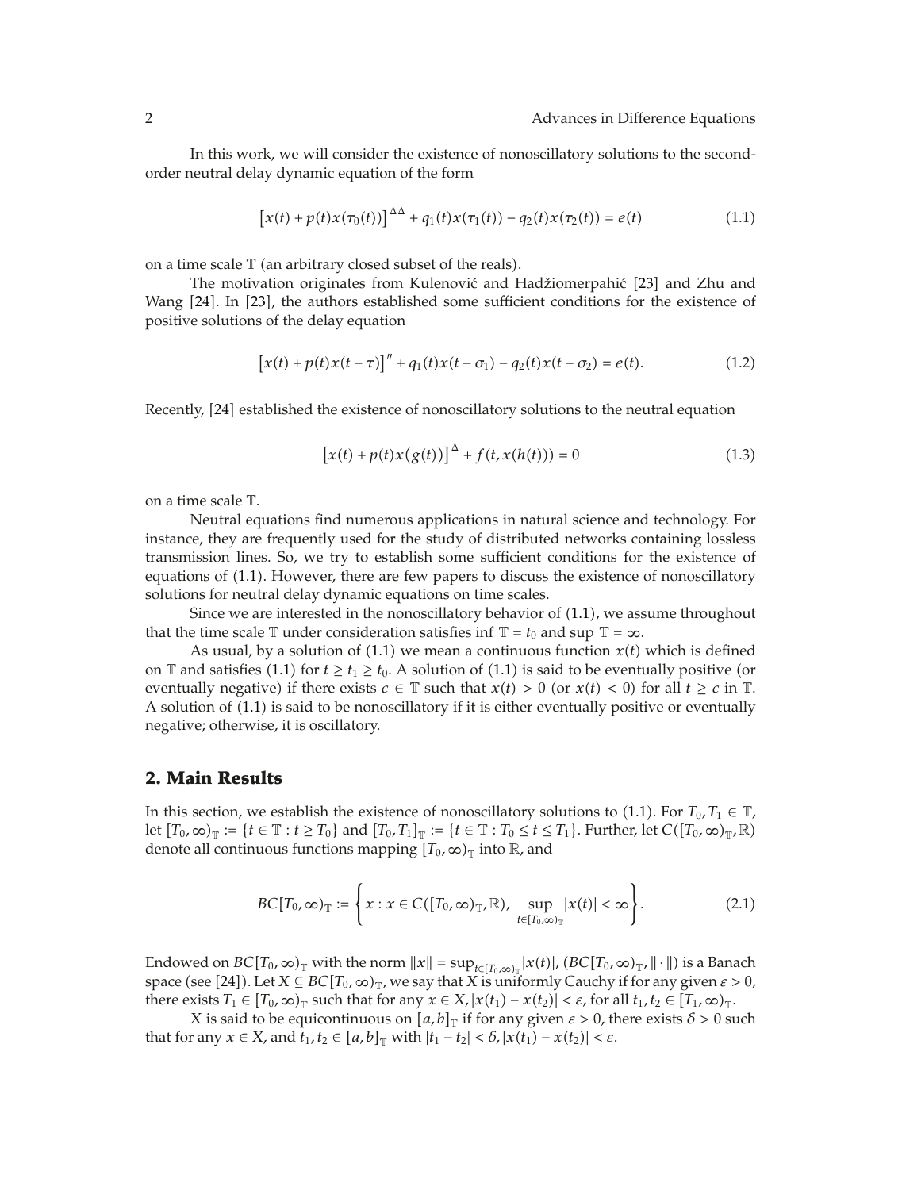In this work, we will consider the existence of nonoscillatory solutions to the second-order neutral delay dynamic equation of the form

$$\left[x(t) + p(t)x(\tau_0(t))\right]^{\Delta\Delta} + q_1(t)x(\tau_1(t)) - q_2(t)x(\tau_2(t)) = e(t) \tag{1.1}$$

on a time scale $\mathbb{T}$ (an arbitrary closed subset of the reals).

The motivation originates from Kulenović and Hadžiomerpahić [23] and Zhu and Wang [24]. In [23], the authors established some sufficient conditions for the existence of positive solutions of the delay equation

$$\left[x(t) + p(t)x(t-\tau)\right]'' + q_1(t)x(t-\sigma_1) - q_2(t)x(t-\sigma_2) = e(t). \tag{1.2}$$

Recently, [24] established the existence of nonoscillatory solutions to the neutral equation

$$\left[x(t) + p(t)x(g(t))\right]^{\Delta} + f(t, x(h(t))) = 0 \tag{1.3}$$

on a time scale $\mathbb{T}$.

Neutral equations find numerous applications in natural science and technology. For instance, they are frequently used for the study of distributed networks containing lossless transmission lines. So, we try to establish some sufficient conditions for the existence of equations of (1.1). However, there are few papers to discuss the existence of nonoscillatory solutions for neutral delay dynamic equations on time scales.

Since we are interested in the nonoscillatory behavior of (1.1), we assume throughout that the time scale $\mathbb{T}$ under consideration satisfies $\inf \mathbb{T} = t_0$ and $\sup \mathbb{T} = \infty$.

As usual, by a solution of (1.1) we mean a continuous function $x(t)$ which is defined on $\mathbb{T}$ and satisfies (1.1) for $t \geq t_1 \geq t_0$. A solution of (1.1) is said to be eventually positive (or eventually negative) if there exists $c \in \mathbb{T}$ such that $x(t) > 0$ (or $x(t) < 0$) for all $t \geq c$ in $\mathbb{T}$. A solution of (1.1) is said to be nonoscillatory if it is either eventually positive or eventually negative; otherwise, it is oscillatory.

## 2. Main Results

In this section, we establish the existence of nonoscillatory solutions to (1.1). For $T_0, T_1 \in \mathbb{T}$, let $[T_0, \infty)_{\mathbb{T}} := \{t \in \mathbb{T} : t \geq T_0\}$ and $[T_0, T_1]_{\mathbb{T}} := \{t \in \mathbb{T} : T_0 \leq t \leq T_1\}$. Further, let $C([T_0, \infty)_{\mathbb{T}}, \mathbb{R})$ denote all continuous functions mapping $[T_0, \infty)_{\mathbb{T}}$ into $\mathbb{R}$, and

$$BC[T_0, \infty)_{\mathbb{T}} := \left\{ x : x \in C([T_0, \infty)_{\mathbb{T}}, \mathbb{R}), \ \sup_{t \in [T_0, \infty)_{\mathbb{T}}} |x(t)| < \infty \right\}. \tag{2.1}$$

Endowed on $BC[T_0, \infty)_{\mathbb{T}}$ with the norm $\|x\| = \sup_{t \in [T_0, \infty)_{\mathbb{T}}} |x(t)|$, $(BC[T_0, \infty)_{\mathbb{T}}, \|\cdot\|)$ is a Banach space (see [24]). Let $X \subseteq BC[T_0, \infty)_{\mathbb{T}}$, we say that $X$ is uniformly Cauchy if for any given $\varepsilon > 0$, there exists $T_1 \in [T_0, \infty)_{\mathbb{T}}$ such that for any $x \in X$, $|x(t_1) - x(t_2)| < \varepsilon$, for all $t_1, t_2 \in [T_1, \infty)_{\mathbb{T}}$.

$X$ is said to be equicontinuous on $[a, b]_{\mathbb{T}}$ if for any given $\varepsilon > 0$, there exists $\delta > 0$ such that for any $x \in X$, and $t_1, t_2 \in [a, b]_{\mathbb{T}}$ with $|t_1 - t_2| < \delta$, $|x(t_1) - x(t_2)| < \varepsilon$.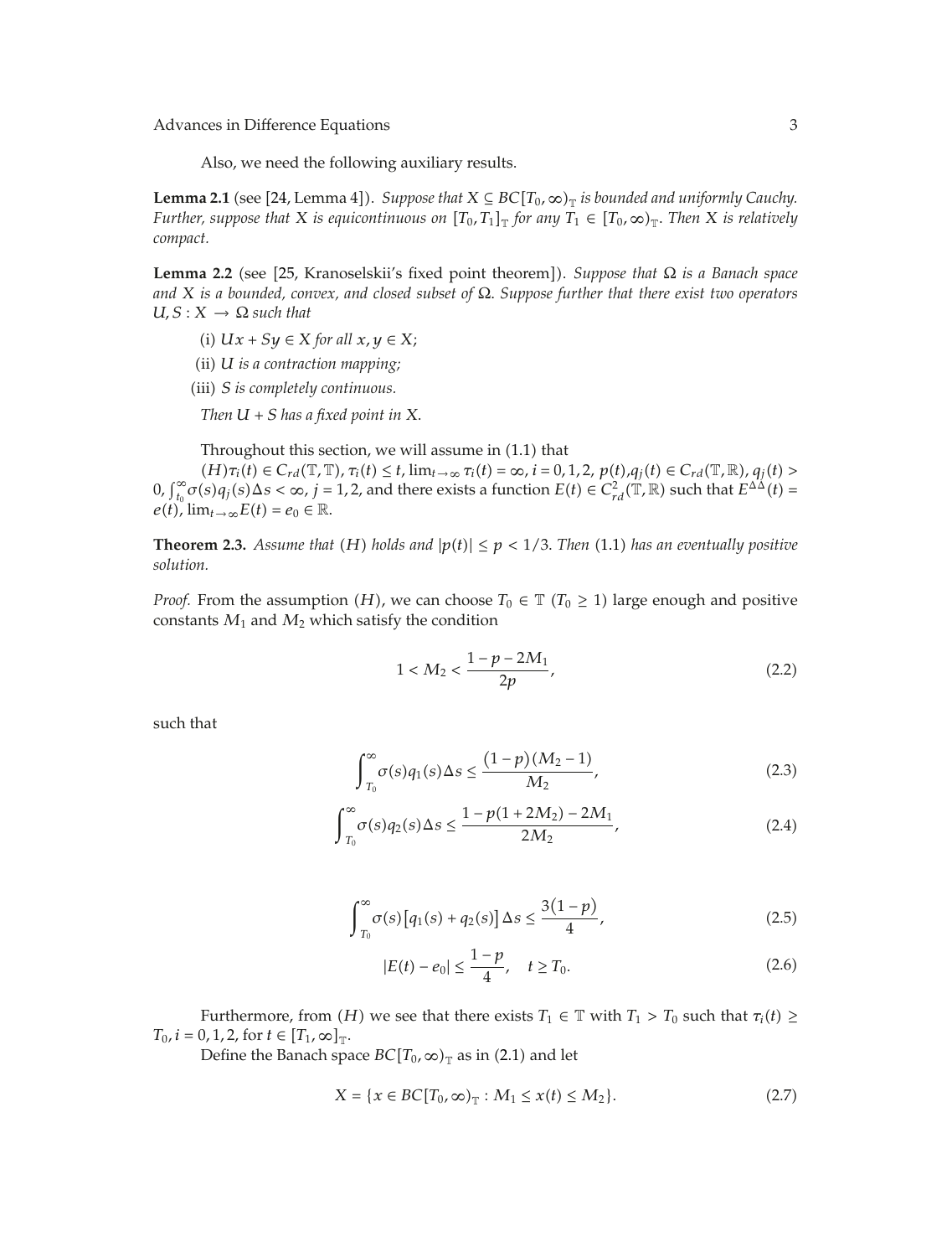Also, we need the following auxiliary results.

**Lemma 2.1** (see [24, Lemma 4]). *Suppose that $X \subseteq BC[T_0, \infty)_{\mathbb{T}}$ is bounded and uniformly Cauchy. Further, suppose that $X$ is equicontinuous on $[T_0, T_1]_{\mathbb{T}}$ for any $T_1 \in [T_0, \infty)_{\mathbb{T}}$. Then $X$ is relatively compact.*

**Lemma 2.2** (see [25, Kranoselskii's fixed point theorem]). *Suppose that $\Omega$ is a Banach space and $X$ is a bounded, convex, and closed subset of $\Omega$. Suppose further that there exist two operators $U, S : X \to \Omega$ such that*

(i) *$Ux + Sy \in X$ for all $x, y \in X$;*

(ii) *$U$ is a contraction mapping;*

(iii) *$S$ is completely continuous.*

*Then $U + S$ has a fixed point in $X$.*

Throughout this section, we will assume in (1.1) that

$(H)$ $\tau_i(t) \in C_{rd}(\mathbb{T}, \mathbb{T})$, $\tau_i(t) \leq t$, $\lim_{t\to\infty} \tau_i(t) = \infty$, $i = 0, 1, 2$, $p(t), q_j(t) \in C_{rd}(\mathbb{T}, \mathbb{R})$, $q_j(t) > 0$, $\int_{t_0}^{\infty} \sigma(s) q_j(s) \Delta s < \infty$, $j = 1, 2$, and there exists a function $E(t) \in C_{rd}^2(\mathbb{T}, \mathbb{R})$ such that $E^{\Delta\Delta}(t) = e(t)$, $\lim_{t\to\infty} E(t) = e_0 \in \mathbb{R}$.

**Theorem 2.3.** *Assume that $(H)$ holds and $|p(t)| \leq p < 1/3$. Then (1.1) has an eventually positive solution.*

*Proof.* From the assumption $(H)$, we can choose $T_0 \in \mathbb{T}$ $(T_0 \geq 1)$ large enough and positive constants $M_1$ and $M_2$ which satisfy the condition

$$1 < M_2 < \frac{1 - p - 2M_1}{2p}, \tag{2.2}$$

such that

$$\int_{T_0}^{\infty} \sigma(s) q_1(s) \Delta s \leq \frac{(1-p)(M_2 - 1)}{M_2}, \tag{2.3}$$

$$\int_{T_0}^{\infty} \sigma(s) q_2(s) \Delta s \leq \frac{1 - p(1 + 2M_2) - 2M_1}{2M_2}, \tag{2.4}$$

$$\int_{T_0}^{\infty} \sigma(s) [q_1(s) + q_2(s)] \Delta s \leq \frac{3(1-p)}{4}, \tag{2.5}$$

$$|E(t) - e_0| \leq \frac{1-p}{4}, \quad t \geq T_0. \tag{2.6}$$

Furthermore, from $(H)$ we see that there exists $T_1 \in \mathbb{T}$ with $T_1 > T_0$ such that $\tau_i(t) \geq T_0$, $i = 0, 1, 2$, for $t \in [T_1, \infty]_{\mathbb{T}}$.

Define the Banach space $BC[T_0, \infty)_{\mathbb{T}}$ as in (2.1) and let

$$X = \{x \in BC[T_0, \infty)_{\mathbb{T}} : M_1 \leq x(t) \leq M_2\}. \tag{2.7}$$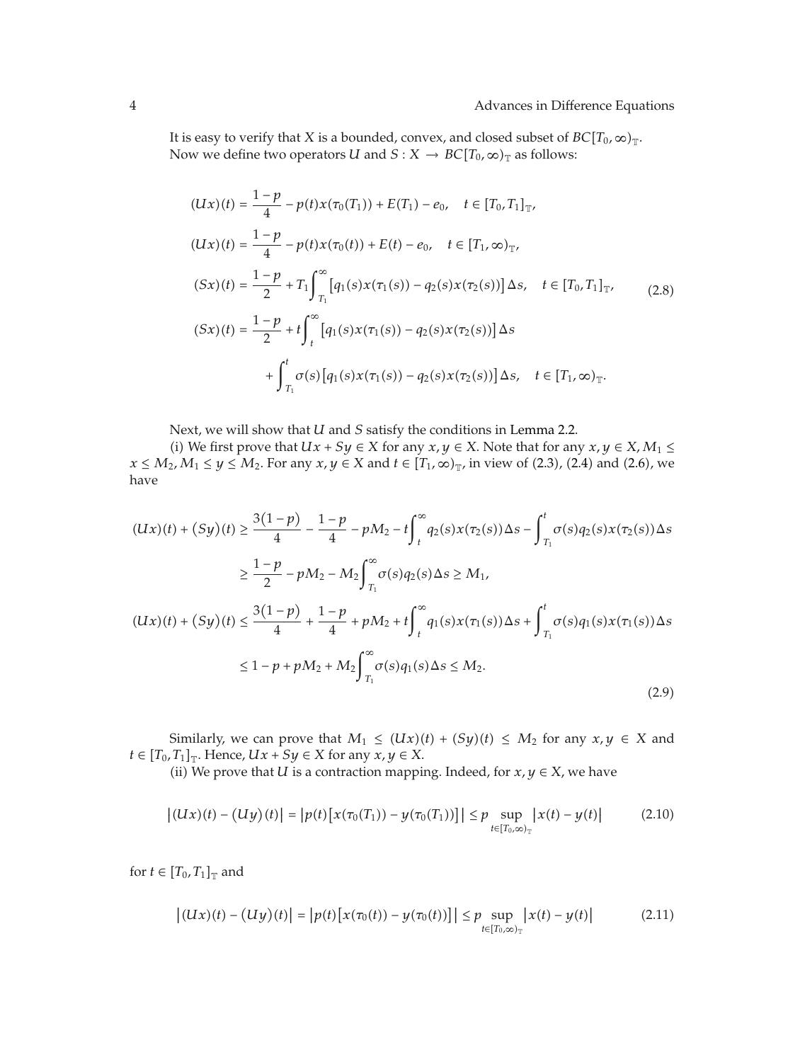It is easy to verify that $X$ is a bounded, convex, and closed subset of $BC[T_0, \infty)_{\mathbb{T}}$. Now we define two operators $U$ and $S : X \to BC[T_0, \infty)_{\mathbb{T}}$ as follows:

$$
\begin{aligned}
(Ux)(t) &= \frac{1-p}{4} - p(t)x(\tau_0(T_1)) + E(T_1) - e_0, \quad t \in [T_0, T_1]_{\mathbb{T}}, \\
(Ux)(t) &= \frac{1-p}{4} - p(t)x(\tau_0(t)) + E(t) - e_0, \quad t \in [T_1, \infty)_{\mathbb{T}}, \\
(Sx)(t) &= \frac{1-p}{2} + T_1 \int_{T_1}^{\infty} \left[q_1(s)x(\tau_1(s)) - q_2(s)x(\tau_2(s))\right] \Delta s, \quad t \in [T_0, T_1]_{\mathbb{T}}, \\
(Sx)(t) &= \frac{1-p}{2} + t \int_{t}^{\infty} \left[q_1(s)x(\tau_1(s)) - q_2(s)x(\tau_2(s))\right] \Delta s \\
&\quad + \int_{T_1}^{t} \sigma(s) \left[q_1(s)x(\tau_1(s)) - q_2(s)x(\tau_2(s))\right] \Delta s, \quad t \in [T_1, \infty)_{\mathbb{T}}.
\end{aligned}
\tag{2.8}
$$

Next, we will show that $U$ and $S$ satisfy the conditions in Lemma 2.2.

(i) We first prove that $Ux + Sy \in X$ for any $x, y \in X$. Note that for any $x, y \in X$, $M_1 \leq x \leq M_2$, $M_1 \leq y \leq M_2$. For any $x, y \in X$ and $t \in [T_1, \infty)_{\mathbb{T}}$, in view of (2.3), (2.4) and (2.6), we have

$$
\begin{aligned}
(Ux)(t) + (Sy)(t) &\geq \frac{3(1-p)}{4} - \frac{1-p}{4} - pM_2 - t \int_{t}^{\infty} q_2(s)x(\tau_2(s)) \Delta s - \int_{T_1}^{t} \sigma(s) q_2(s) x(\tau_2(s)) \Delta s \\
&\geq \frac{1-p}{2} - pM_2 - M_2 \int_{T_1}^{\infty} \sigma(s) q_2(s) \Delta s \geq M_1, \\
(Ux)(t) + (Sy)(t) &\leq \frac{3(1-p)}{4} + \frac{1-p}{4} + pM_2 + t \int_{t}^{\infty} q_1(s)x(\tau_1(s)) \Delta s + \int_{T_1}^{t} \sigma(s) q_1(s) x(\tau_1(s)) \Delta s \\
&\leq 1 - p + pM_2 + M_2 \int_{T_1}^{\infty} \sigma(s) q_1(s) \Delta s \leq M_2.
\end{aligned}
\tag{2.9}
$$

Similarly, we can prove that $M_1 \leq (Ux)(t) + (Sy)(t) \leq M_2$ for any $x, y \in X$ and $t \in [T_0, T_1]_{\mathbb{T}}$. Hence, $Ux + Sy \in X$ for any $x, y \in X$.

(ii) We prove that $U$ is a contraction mapping. Indeed, for $x, y \in X$, we have

$$
\left|(Ux)(t) - (Uy)(t)\right| = \left|p(t)\left[x(\tau_0(T_1)) - y(\tau_0(T_1))\right]\right| \leq p \sup_{t \in [T_0, \infty)_{\mathbb{T}}} \left|x(t) - y(t)\right| \tag{2.10}
$$

for $t \in [T_0, T_1]_{\mathbb{T}}$ and

$$
\left|(Ux)(t) - (Uy)(t)\right| = \left|p(t)\left[x(\tau_0(t)) - y(\tau_0(t))\right]\right| \leq p \sup_{t \in [T_0, \infty)_{\mathbb{T}}} \left|x(t) - y(t)\right| \tag{2.11}
$$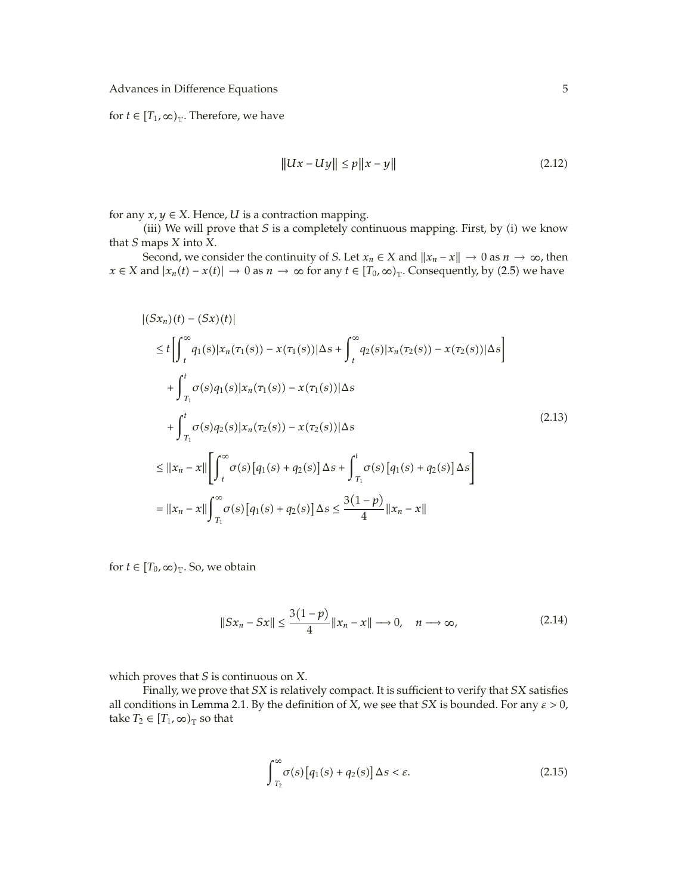for $t \in [T_1, \infty)_{\mathbb{T}}$. Therefore, we have

$$\|Ux - Uy\| \leq p\|x - y\| \tag{2.12}$$

for any $x, y \in X$. Hence, $U$ is a contraction mapping.

(iii) We will prove that $S$ is a completely continuous mapping. First, by (i) we know that $S$ maps $X$ into $X$.

Second, we consider the continuity of $S$. Let $x_n \in X$ and $\|x_n - x\| \to 0$ as $n \to \infty$, then $x \in X$ and $|x_n(t) - x(t)| \to 0$ as $n \to \infty$ for any $t \in [T_0, \infty)_{\mathbb{T}}$. Consequently, by (2.5) we have

$$\begin{aligned}
&|(Sx_n)(t) - (Sx)(t)| \\
&\leq t\left[\int_t^{\infty} q_1(s)|x_n(\tau_1(s)) - x(\tau_1(s))|\Delta s + \int_t^{\infty} q_2(s)|x_n(\tau_2(s)) - x(\tau_2(s))|\Delta s\right] \\
&\quad + \int_{T_1}^{t} \sigma(s) q_1(s)|x_n(\tau_1(s)) - x(\tau_1(s))|\Delta s \\
&\quad + \int_{T_1}^{t} \sigma(s) q_2(s)|x_n(\tau_2(s)) - x(\tau_2(s))|\Delta s \\
&\leq \|x_n - x\|\left[\int_t^{\infty} \sigma(s)\left[q_1(s) + q_2(s)\right]\Delta s + \int_{T_1}^{t} \sigma(s)\left[q_1(s) + q_2(s)\right]\Delta s\right] \\
&= \|x_n - x\|\int_{T_1}^{\infty} \sigma(s)\left[q_1(s) + q_2(s)\right]\Delta s \leq \frac{3(1-p)}{4}\|x_n - x\|
\end{aligned} \tag{2.13}$$

for $t \in [T_0, \infty)_{\mathbb{T}}$. So, we obtain

$$\|Sx_n - Sx\| \leq \frac{3(1-p)}{4}\|x_n - x\| \longrightarrow 0, \quad n \longrightarrow \infty, \tag{2.14}$$

which proves that $S$ is continuous on $X$.

Finally, we prove that $SX$ is relatively compact. It is sufficient to verify that $SX$ satisfies all conditions in Lemma 2.1. By the definition of $X$, we see that $SX$ is bounded. For any $\varepsilon > 0$, take $T_2 \in [T_1, \infty)_{\mathbb{T}}$ so that

$$\int_{T_2}^{\infty} \sigma(s)\left[q_1(s) + q_2(s)\right]\Delta s < \varepsilon. \tag{2.15}$$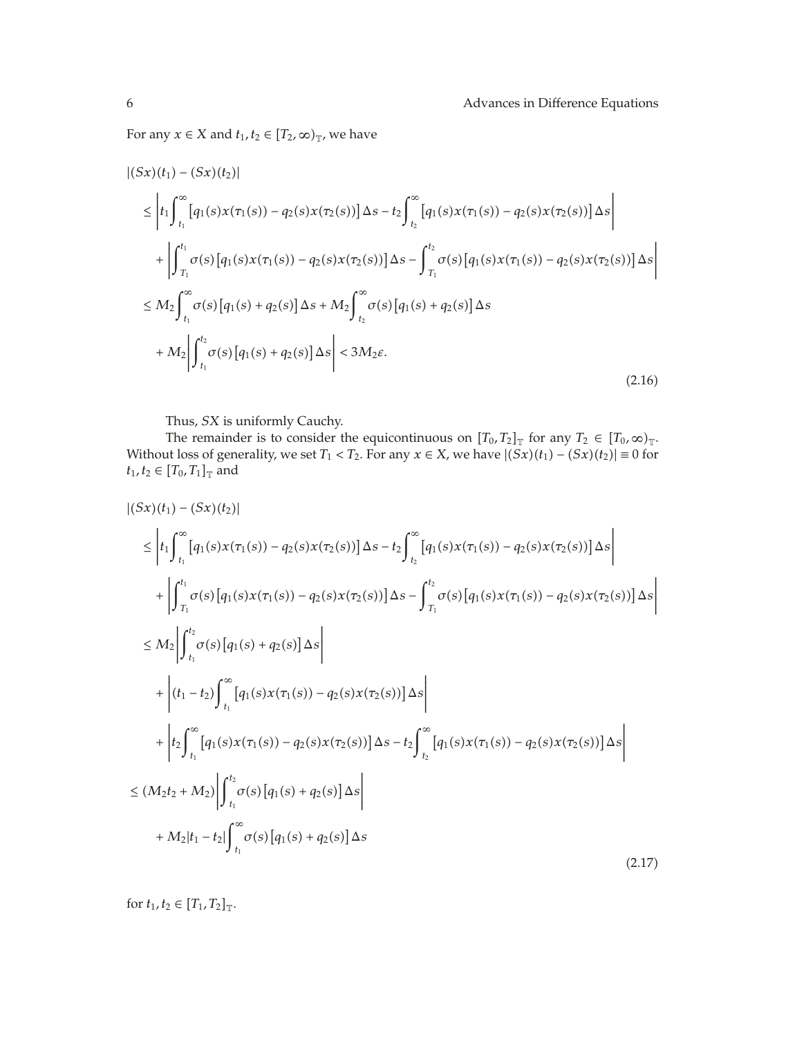For any $x \in X$ and $t_1, t_2 \in [T_2, \infty)_{\mathbb{T}}$, we have

$$
\begin{aligned}
&|(Sx)(t_1) - (Sx)(t_2)| \\
&\quad \le \left| t_1 \int_{t_1}^{\infty} \left[q_1(s)x(\tau_1(s)) - q_2(s)x(\tau_2(s))\right] \Delta s - t_2 \int_{t_2}^{\infty} \left[q_1(s)x(\tau_1(s)) - q_2(s)x(\tau_2(s))\right] \Delta s \right| \\
&\qquad + \left| \int_{T_1}^{t_1} \sigma(s)\left[q_1(s)x(\tau_1(s)) - q_2(s)x(\tau_2(s))\right] \Delta s - \int_{T_1}^{t_2} \sigma(s)\left[q_1(s)x(\tau_1(s)) - q_2(s)x(\tau_2(s))\right] \Delta s \right| \\
&\quad \le M_2 \int_{t_1}^{\infty} \sigma(s)\left[q_1(s) + q_2(s)\right] \Delta s + M_2 \int_{t_2}^{\infty} \sigma(s)\left[q_1(s) + q_2(s)\right] \Delta s \\
&\qquad + M_2 \left| \int_{t_1}^{t_2} \sigma(s)\left[q_1(s) + q_2(s)\right] \Delta s \right| < 3M_2 \varepsilon.
\end{aligned}
\tag{2.16}
$$

Thus, $SX$ is uniformly Cauchy.

The remainder is to consider the equicontinuous on $[T_0, T_2]_{\mathbb{T}}$ for any $T_2 \in [T_0, \infty)_{\mathbb{T}}$. Without loss of generality, we set $T_1 < T_2$. For any $x \in X$, we have $|(Sx)(t_1) - (Sx)(t_2)| \equiv 0$ for $t_1, t_2 \in [T_0, T_1]_{\mathbb{T}}$ and

$$
\begin{aligned}
&|(Sx)(t_1) - (Sx)(t_2)| \\
&\quad \le \left| t_1 \int_{t_1}^{\infty} \left[q_1(s)x(\tau_1(s)) - q_2(s)x(\tau_2(s))\right] \Delta s - t_2 \int_{t_2}^{\infty} \left[q_1(s)x(\tau_1(s)) - q_2(s)x(\tau_2(s))\right] \Delta s \right| \\
&\qquad + \left| \int_{T_1}^{t_1} \sigma(s)\left[q_1(s)x(\tau_1(s)) - q_2(s)x(\tau_2(s))\right] \Delta s - \int_{T_1}^{t_2} \sigma(s)\left[q_1(s)x(\tau_1(s)) - q_2(s)x(\tau_2(s))\right] \Delta s \right| \\
&\quad \le M_2 \left| \int_{t_1}^{t_2} \sigma(s)\left[q_1(s) + q_2(s)\right] \Delta s \right| \\
&\qquad + \left| (t_1 - t_2) \int_{t_1}^{\infty} \left[q_1(s)x(\tau_1(s)) - q_2(s)x(\tau_2(s))\right] \Delta s \right| \\
&\qquad + \left| t_2 \int_{t_1}^{\infty} \left[q_1(s)x(\tau_1(s)) - q_2(s)x(\tau_2(s))\right] \Delta s - t_2 \int_{t_2}^{\infty} \left[q_1(s)x(\tau_1(s)) - q_2(s)x(\tau_2(s))\right] \Delta s \right| \\
&\quad \le (M_2 t_2 + M_2) \left| \int_{t_1}^{t_2} \sigma(s)\left[q_1(s) + q_2(s)\right] \Delta s \right| \\
&\qquad + M_2 |t_1 - t_2| \int_{t_1}^{\infty} \sigma(s)\left[q_1(s) + q_2(s)\right] \Delta s
\end{aligned}
\tag{2.17}
$$

for $t_1, t_2 \in [T_1, T_2]_{\mathbb{T}}$.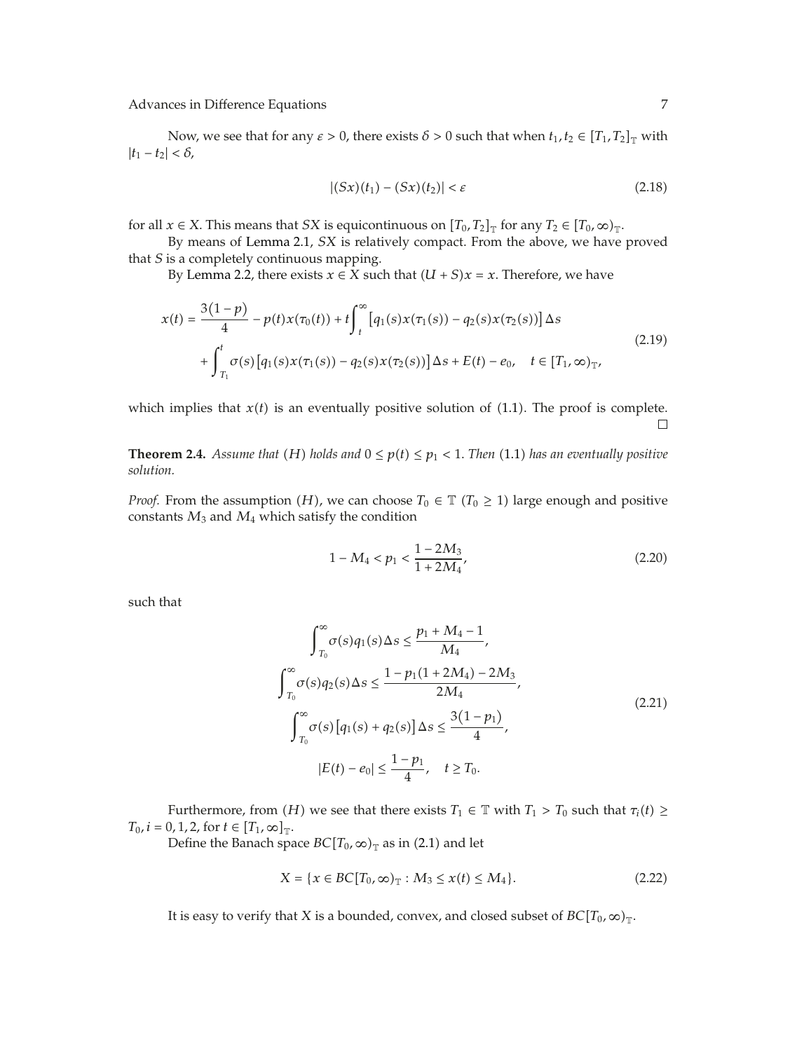Now, we see that for any $\varepsilon > 0$, there exists $\delta > 0$ such that when $t_1, t_2 \in [T_1, T_2]_{\mathbb{T}}$ with $|t_1 - t_2| < \delta$,

$$|(Sx)(t_1) - (Sx)(t_2)| < \varepsilon \tag{2.18}$$

for all $x \in X$. This means that $SX$ is equicontinuous on $[T_0, T_2]_{\mathbb{T}}$ for any $T_2 \in [T_0, \infty)_{\mathbb{T}}$.

By means of Lemma 2.1, $SX$ is relatively compact. From the above, we have proved that $S$ is a completely continuous mapping.

By Lemma 2.2, there exists $x \in X$ such that $(U + S)x = x$. Therefore, we have

$$\begin{aligned} x(t) = {} & \frac{3(1-p)}{4} - p(t)x(\tau_0(t)) + t\int_t^{\infty} \left[q_1(s)x(\tau_1(s)) - q_2(s)x(\tau_2(s))\right]\Delta s \\ & + \int_{T_1}^{t} \sigma(s)\left[q_1(s)x(\tau_1(s)) - q_2(s)x(\tau_2(s))\right]\Delta s + E(t) - e_0, \quad t \in [T_1, \infty)_{\mathbb{T}}, \end{aligned} \tag{2.19}$$

which implies that $x(t)$ is an eventually positive solution of (1.1). The proof is complete. $\square$

**Theorem 2.4.** *Assume that* $(H)$ *holds and* $0 \le p(t) \le p_1 < 1$*. Then* (1.1) *has an eventually positive solution.*

*Proof.* From the assumption $(H)$, we can choose $T_0 \in \mathbb{T}$ $(T_0 \ge 1)$ large enough and positive constants $M_3$ and $M_4$ which satisfy the condition

$$1 - M_4 < p_1 < \frac{1 - 2M_3}{1 + 2M_4}, \tag{2.20}$$

such that

$$\begin{aligned} \int_{T_0}^{\infty} \sigma(s)q_1(s)\Delta s &\le \frac{p_1 + M_4 - 1}{M_4}, \\ \int_{T_0}^{\infty} \sigma(s)q_2(s)\Delta s &\le \frac{1 - p_1(1 + 2M_4) - 2M_3}{2M_4}, \\ \int_{T_0}^{\infty} \sigma(s)\left[q_1(s) + q_2(s)\right]\Delta s &\le \frac{3(1-p_1)}{4}, \\ |E(t) - e_0| &\le \frac{1 - p_1}{4}, \quad t \ge T_0. \end{aligned} \tag{2.21}$$

Furthermore, from $(H)$ we see that there exists $T_1 \in \mathbb{T}$ with $T_1 > T_0$ such that $\tau_i(t) \ge T_0$, $i = 0, 1, 2$, for $t \in [T_1, \infty]_{\mathbb{T}}$.

Define the Banach space $BC[T_0, \infty)_{\mathbb{T}}$ as in (2.1) and let

$$X = \{x \in BC[T_0, \infty)_{\mathbb{T}} : M_3 \le x(t) \le M_4\}. \tag{2.22}$$

It is easy to verify that $X$ is a bounded, convex, and closed subset of $BC[T_0, \infty)_{\mathbb{T}}$.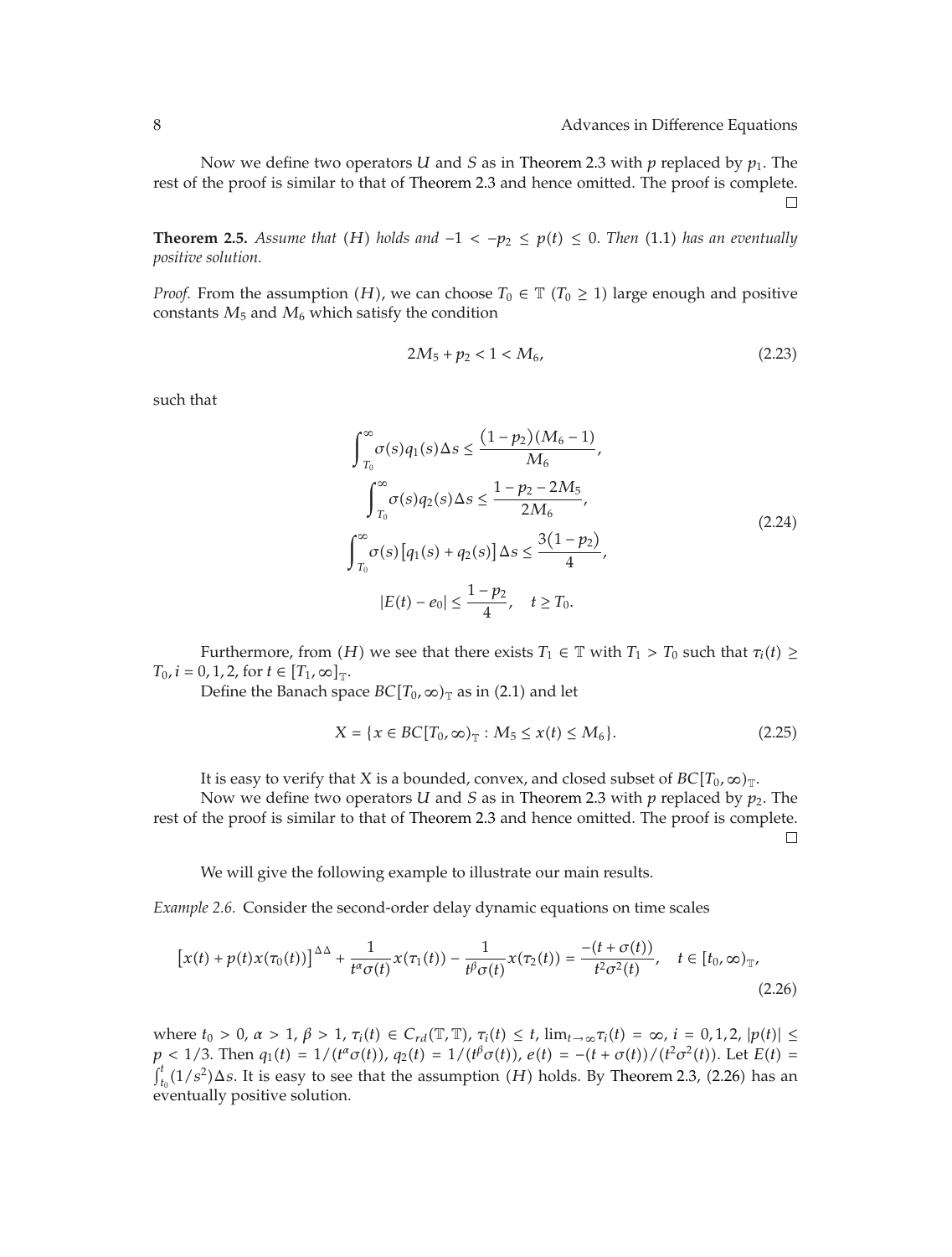Now we define two operators $U$ and $S$ as in Theorem 2.3 with $p$ replaced by $p_1$. The rest of the proof is similar to that of Theorem 2.3 and hence omitted. The proof is complete. □

**Theorem 2.5.** *Assume that* $(H)$ *holds and* $-1 < -p_2 \le p(t) \le 0$. *Then* (1.1) *has an eventually positive solution.*

*Proof.* From the assumption $(H)$, we can choose $T_0 \in \mathbb{T}$ ($T_0 \ge 1$) large enough and positive constants $M_5$ and $M_6$ which satisfy the condition

$$2M_5 + p_2 < 1 < M_6, \tag{2.23}$$

such that

$$\begin{gathered}
\int_{T_0}^{\infty} \sigma(s) q_1(s) \Delta s \le \frac{(1-p_2)(M_6-1)}{M_6}, \\
\int_{T_0}^{\infty} \sigma(s) q_2(s) \Delta s \le \frac{1-p_2-2M_5}{2M_6}, \\
\int_{T_0}^{\infty} \sigma(s) [q_1(s) + q_2(s)] \Delta s \le \frac{3(1-p_2)}{4}, \\
|E(t) - e_0| \le \frac{1-p_2}{4}, \quad t \ge T_0.
\end{gathered} \tag{2.24}$$

Furthermore, from $(H)$ we see that there exists $T_1 \in \mathbb{T}$ with $T_1 > T_0$ such that $\tau_i(t) \ge T_0$, $i = 0, 1, 2$, for $t \in [T_1, \infty)_{\mathbb{T}}$.

Define the Banach space $BC[T_0, \infty)_{\mathbb{T}}$ as in (2.1) and let

$$X = \{ x \in BC[T_0, \infty)_{\mathbb{T}} : M_5 \le x(t) \le M_6 \}. \tag{2.25}$$

It is easy to verify that $X$ is a bounded, convex, and closed subset of $BC[T_0, \infty)_{\mathbb{T}}$.

Now we define two operators $U$ and $S$ as in Theorem 2.3 with $p$ replaced by $p_2$. The rest of the proof is similar to that of Theorem 2.3 and hence omitted. The proof is complete. □

We will give the following example to illustrate our main results.

*Example 2.6.* Consider the second-order delay dynamic equations on time scales

$$\left[ x(t) + p(t) x(\tau_0(t)) \right]^{\Delta\Delta} + \frac{1}{t^{\alpha}\sigma(t)} x(\tau_1(t)) - \frac{1}{t^{\beta}\sigma(t)} x(\tau_2(t)) = \frac{-(t+\sigma(t))}{t^2 \sigma^2(t)}, \quad t \in [t_0, \infty)_{\mathbb{T}}, \tag{2.26}$$

where $t_0 > 0$, $\alpha > 1$, $\beta > 1$, $\tau_i(t) \in C_{rd}(\mathbb{T}, \mathbb{T})$, $\tau_i(t) \le t$, $\lim_{t\to\infty} \tau_i(t) = \infty$, $i = 0, 1, 2$, $|p(t)| \le p < 1/3$. Then $q_1(t) = 1/(t^{\alpha}\sigma(t))$, $q_2(t) = 1/(t^{\beta}\sigma(t))$, $e(t) = -(t + \sigma(t))/(t^2\sigma^2(t))$. Let $E(t) = \int_{t_0}^{t} (1/s^2) \Delta s$. It is easy to see that the assumption $(H)$ holds. By Theorem 2.3, (2.26) has an eventually positive solution.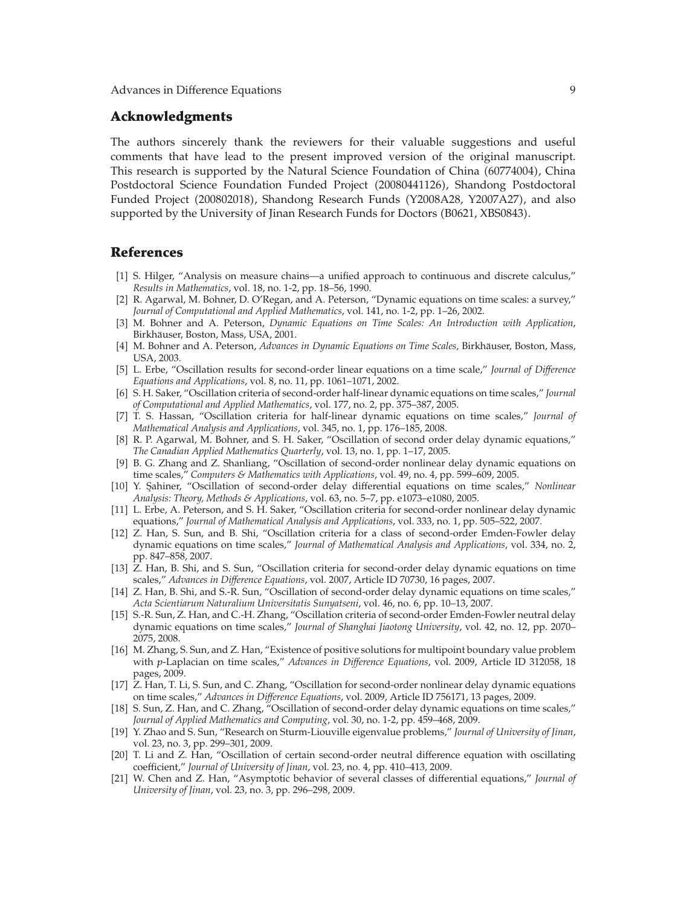## Acknowledgments

The authors sincerely thank the reviewers for their valuable suggestions and useful comments that have lead to the present improved version of the original manuscript. This research is supported by the Natural Science Foundation of China (60774004), China Postdoctoral Science Foundation Funded Project (20080441126), Shandong Postdoctoral Funded Project (200802018), Shandong Research Funds (Y2008A28, Y2007A27), and also supported by the University of Jinan Research Funds for Doctors (B0621, XBS0843).

## References

[1] S. Hilger, "Analysis on measure chains—a unified approach to continuous and discrete calculus," *Results in Mathematics*, vol. 18, no. 1-2, pp. 18–56, 1990.

[2] R. Agarwal, M. Bohner, D. O'Regan, and A. Peterson, "Dynamic equations on time scales: a survey," *Journal of Computational and Applied Mathematics*, vol. 141, no. 1-2, pp. 1–26, 2002.

[3] M. Bohner and A. Peterson, *Dynamic Equations on Time Scales: An Introduction with Application*, Birkhäuser, Boston, Mass, USA, 2001.

[4] M. Bohner and A. Peterson, *Advances in Dynamic Equations on Time Scales*, Birkhäuser, Boston, Mass, USA, 2003.

[5] L. Erbe, "Oscillation results for second-order linear equations on a time scale," *Journal of Difference Equations and Applications*, vol. 8, no. 11, pp. 1061–1071, 2002.

[6] S. H. Saker, "Oscillation criteria of second-order half-linear dynamic equations on time scales," *Journal of Computational and Applied Mathematics*, vol. 177, no. 2, pp. 375–387, 2005.

[7] T. S. Hassan, "Oscillation criteria for half-linear dynamic equations on time scales," *Journal of Mathematical Analysis and Applications*, vol. 345, no. 1, pp. 176–185, 2008.

[8] R. P. Agarwal, M. Bohner, and S. H. Saker, "Oscillation of second order delay dynamic equations," *The Canadian Applied Mathematics Quarterly*, vol. 13, no. 1, pp. 1–17, 2005.

[9] B. G. Zhang and Z. Shanliang, "Oscillation of second-order nonlinear delay dynamic equations on time scales," *Computers & Mathematics with Applications*, vol. 49, no. 4, pp. 599–609, 2005.

[10] Y. Şahiner, "Oscillation of second-order delay differential equations on time scales," *Nonlinear Analysis: Theory, Methods & Applications*, vol. 63, no. 5–7, pp. e1073–e1080, 2005.

[11] L. Erbe, A. Peterson, and S. H. Saker, "Oscillation criteria for second-order nonlinear delay dynamic equations," *Journal of Mathematical Analysis and Applications*, vol. 333, no. 1, pp. 505–522, 2007.

[12] Z. Han, S. Sun, and B. Shi, "Oscillation criteria for a class of second-order Emden-Fowler delay dynamic equations on time scales," *Journal of Mathematical Analysis and Applications*, vol. 334, no. 2, pp. 847–858, 2007.

[13] Z. Han, B. Shi, and S. Sun, "Oscillation criteria for second-order delay dynamic equations on time scales," *Advances in Difference Equations*, vol. 2007, Article ID 70730, 16 pages, 2007.

[14] Z. Han, B. Shi, and S.-R. Sun, "Oscillation of second-order delay dynamic equations on time scales," *Acta Scientiarum Naturalium Universitatis Sunyatseni*, vol. 46, no. 6, pp. 10–13, 2007.

[15] S.-R. Sun, Z. Han, and C.-H. Zhang, "Oscillation criteria of second-order Emden-Fowler neutral delay dynamic equations on time scales," *Journal of Shanghai Jiaotong University*, vol. 42, no. 12, pp. 2070–2075, 2008.

[16] M. Zhang, S. Sun, and Z. Han, "Existence of positive solutions for multipoint boundary value problem with $p$-Laplacian on time scales," *Advances in Difference Equations*, vol. 2009, Article ID 312058, 18 pages, 2009.

[17] Z. Han, T. Li, S. Sun, and C. Zhang, "Oscillation for second-order nonlinear delay dynamic equations on time scales," *Advances in Difference Equations*, vol. 2009, Article ID 756171, 13 pages, 2009.

[18] S. Sun, Z. Han, and C. Zhang, "Oscillation of second-order delay dynamic equations on time scales," *Journal of Applied Mathematics and Computing*, vol. 30, no. 1-2, pp. 459–468, 2009.

[19] Y. Zhao and S. Sun, "Research on Sturm-Liouville eigenvalue problems," *Journal of University of Jinan*, vol. 23, no. 3, pp. 299–301, 2009.

[20] T. Li and Z. Han, "Oscillation of certain second-order neutral difference equation with oscillating coefficient," *Journal of University of Jinan*, vol. 23, no. 4, pp. 410–413, 2009.

[21] W. Chen and Z. Han, "Asymptotic behavior of several classes of differential equations," *Journal of University of Jinan*, vol. 23, no. 3, pp. 296–298, 2009.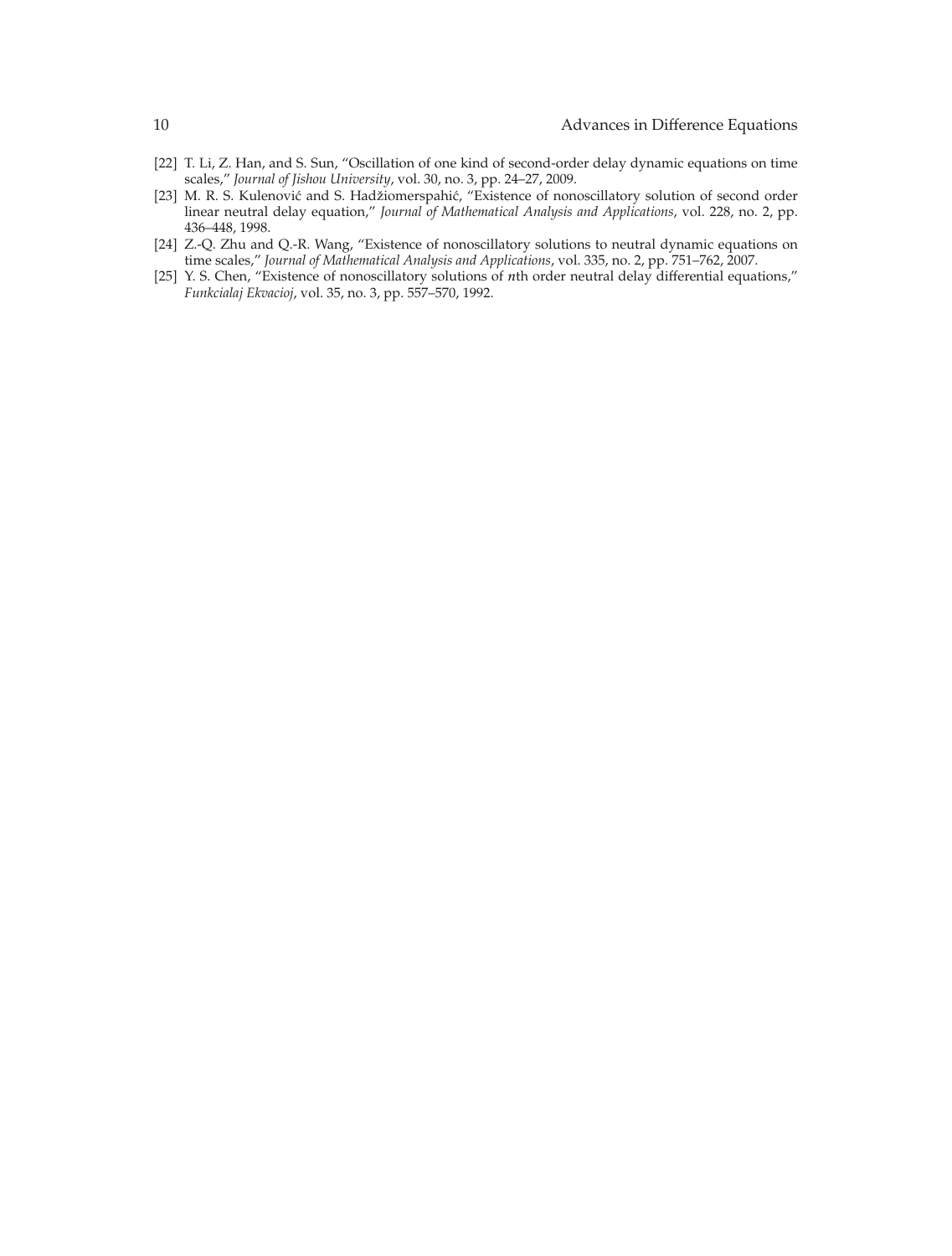[22] T. Li, Z. Han, and S. Sun, "Oscillation of one kind of second-order delay dynamic equations on time scales," *Journal of Jishou University*, vol. 30, no. 3, pp. 24–27, 2009.

[23] M. R. S. Kulenović and S. Hadžiomerspahić, "Existence of nonoscillatory solution of second order linear neutral delay equation," *Journal of Mathematical Analysis and Applications*, vol. 228, no. 2, pp. 436–448, 1998.

[24] Z.-Q. Zhu and Q.-R. Wang, "Existence of nonoscillatory solutions to neutral dynamic equations on time scales," *Journal of Mathematical Analysis and Applications*, vol. 335, no. 2, pp. 751–762, 2007.

[25] Y. S. Chen, "Existence of nonoscillatory solutions of $n$th order neutral delay differential equations," *Funkcialaj Ekvacioj*, vol. 35, no. 3, pp. 557–570, 1992.